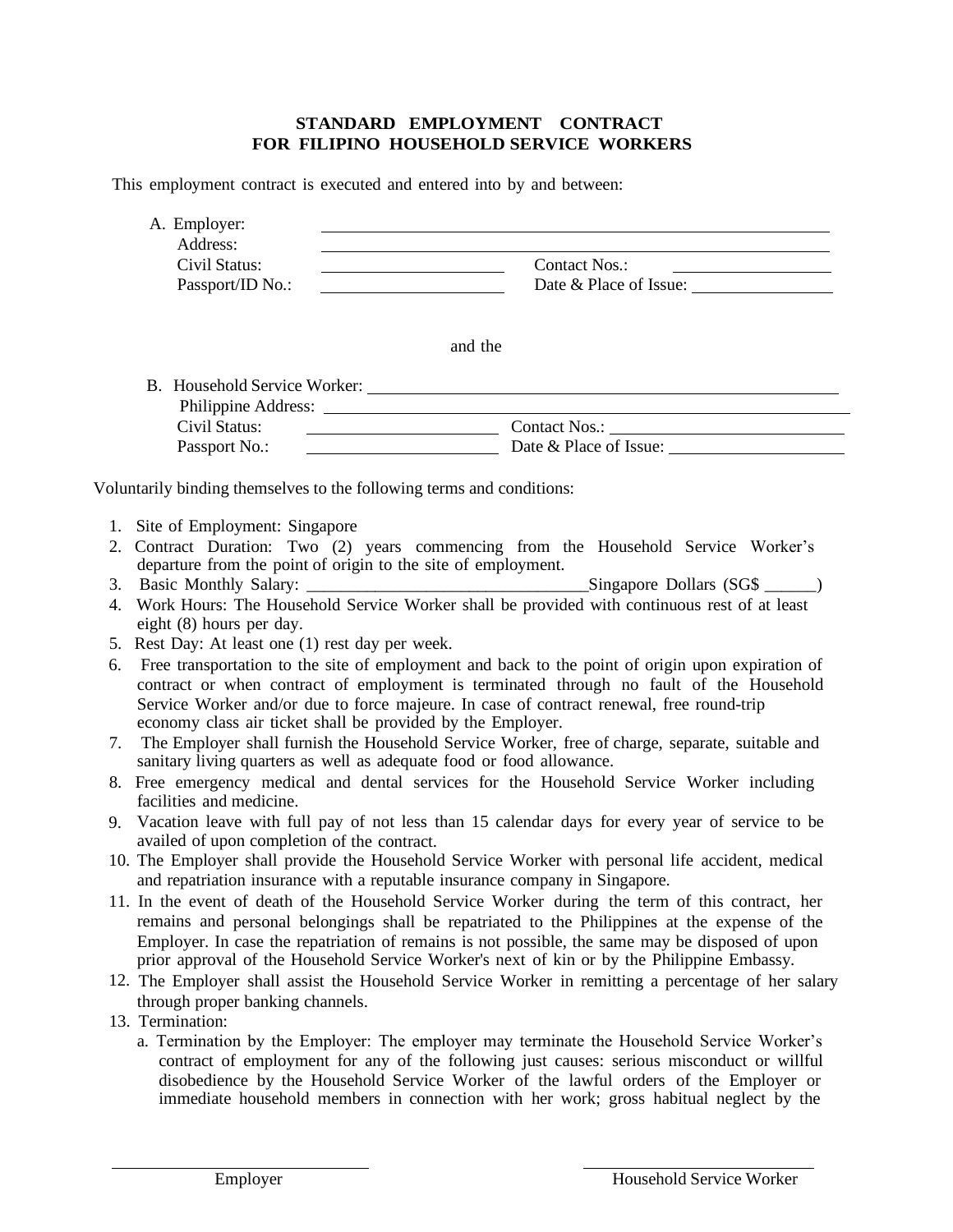**STANDARD EMPLOYMENT CONTRACT**
**FOR FILIPINO HOUSEHOLD SERVICE WORKERS**

This employment contract is executed and entered into by and between:

A. Employer: ______________________________
Address: ______________________________
Civil Status: ______________ Contact Nos.: ______________
Passport/ID No.: ______________ Date & Place of Issue: ______________

and the

B. Household Service Worker: ______________________________
Philippine Address: ______________________________
Civil Status: ______________ Contact Nos.: ______________
Passport No.: ______________ Date & Place of Issue: ______________

Voluntarily binding themselves to the following terms and conditions:

1. Site of Employment: Singapore
2. Contract Duration: Two (2) years commencing from the Household Service Worker's departure from the point of origin to the site of employment.
3. Basic Monthly Salary: _________________________________Singapore Dollars (SG$ ______)
4. Work Hours: The Household Service Worker shall be provided with continuous rest of at least eight (8) hours per day.
5. Rest Day: At least one (1) rest day per week.
6. Free transportation to the site of employment and back to the point of origin upon expiration of contract or when contract of employment is terminated through no fault of the Household Service Worker and/or due to force majeure. In case of contract renewal, free round-trip economy class air ticket shall be provided by the Employer.
7. The Employer shall furnish the Household Service Worker, free of charge, separate, suitable and sanitary living quarters as well as adequate food or food allowance.
8. Free emergency medical and dental services for the Household Service Worker including facilities and medicine.
9. Vacation leave with full pay of not less than 15 calendar days for every year of service to be availed of upon completion of the contract.
10. The Employer shall provide the Household Service Worker with personal life accident, medical and repatriation insurance with a reputable insurance company in Singapore.
11. In the event of death of the Household Service Worker during the term of this contract, her remains and personal belongings shall be repatriated to the Philippines at the expense of the Employer. In case the repatriation of remains is not possible, the same may be disposed of upon prior approval of the Household Service Worker's next of kin or by the Philippine Embassy.
12. The Employer shall assist the Household Service Worker in remitting a percentage of her salary through proper banking channels.
13. Termination:
    a. Termination by the Employer: The employer may terminate the Household Service Worker's contract of employment for any of the following just causes: serious misconduct or willful disobedience by the Household Service Worker of the lawful orders of the Employer or immediate household members in connection with her work; gross habitual neglect by the

______________________ ______________________
Employer Household Service Worker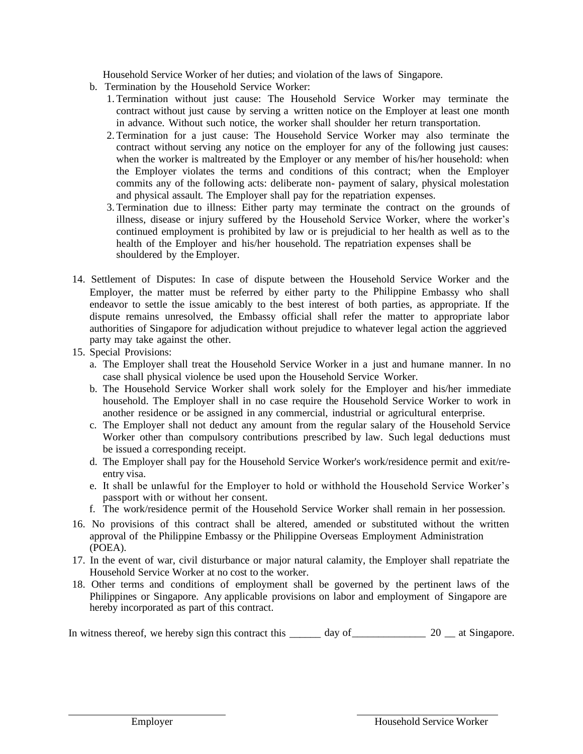Household Service Worker of her duties; and violation of the laws of Singapore.

b. Termination by the Household Service Worker:
   1. Termination without just cause: The Household Service Worker may terminate the contract without just cause by serving a written notice on the Employer at least one month in advance. Without such notice, the worker shall shoulder her return transportation.
   2. Termination for a just cause: The Household Service Worker may also terminate the contract without serving any notice on the employer for any of the following just causes: when the worker is maltreated by the Employer or any member of his/her household: when the Employer violates the terms and conditions of this contract; when the Employer commits any of the following acts: deliberate non- payment of salary, physical molestation and physical assault. The Employer shall pay for the repatriation expenses.
   3. Termination due to illness: Either party may terminate the contract on the grounds of illness, disease or injury suffered by the Household Service Worker, where the worker's continued employment is prohibited by law or is prejudicial to her health as well as to the health of the Employer and his/her household. The repatriation expenses shall be shouldered by the Employer.

14. Settlement of Disputes: In case of dispute between the Household Service Worker and the Employer, the matter must be referred by either party to the Philippine Embassy who shall endeavor to settle the issue amicably to the best interest of both parties, as appropriate. If the dispute remains unresolved, the Embassy official shall refer the matter to appropriate labor authorities of Singapore for adjudication without prejudice to whatever legal action the aggrieved party may take against the other.
15. Special Provisions:
    a. The Employer shall treat the Household Service Worker in a just and humane manner. In no case shall physical violence be used upon the Household Service Worker.
    b. The Household Service Worker shall work solely for the Employer and his/her immediate household. The Employer shall in no case require the Household Service Worker to work in another residence or be assigned in any commercial, industrial or agricultural enterprise.
    c. The Employer shall not deduct any amount from the regular salary of the Household Service Worker other than compulsory contributions prescribed by law. Such legal deductions must be issued a corresponding receipt.
    d. The Employer shall pay for the Household Service Worker's work/residence permit and exit/re-entry visa.
    e. It shall be unlawful for the Employer to hold or withhold the Household Service Worker's passport with or without her consent.
    f. The work/residence permit of the Household Service Worker shall remain in her possession.
16. No provisions of this contract shall be altered, amended or substituted without the written approval of the Philippine Embassy or the Philippine Overseas Employment Administration (POEA).
17. In the event of war, civil disturbance or major natural calamity, the Employer shall repatriate the Household Service Worker at no cost to the worker.
18. Other terms and conditions of employment shall be governed by the pertinent laws of the Philippines or Singapore. Any applicable provisions on labor and employment of Singapore are hereby incorporated as part of this contract.

In witness thereof, we hereby sign this contract this ______ day of______________ 20 __ at Singapore.

________________________________ Employer

________________________________ Household Service Worker